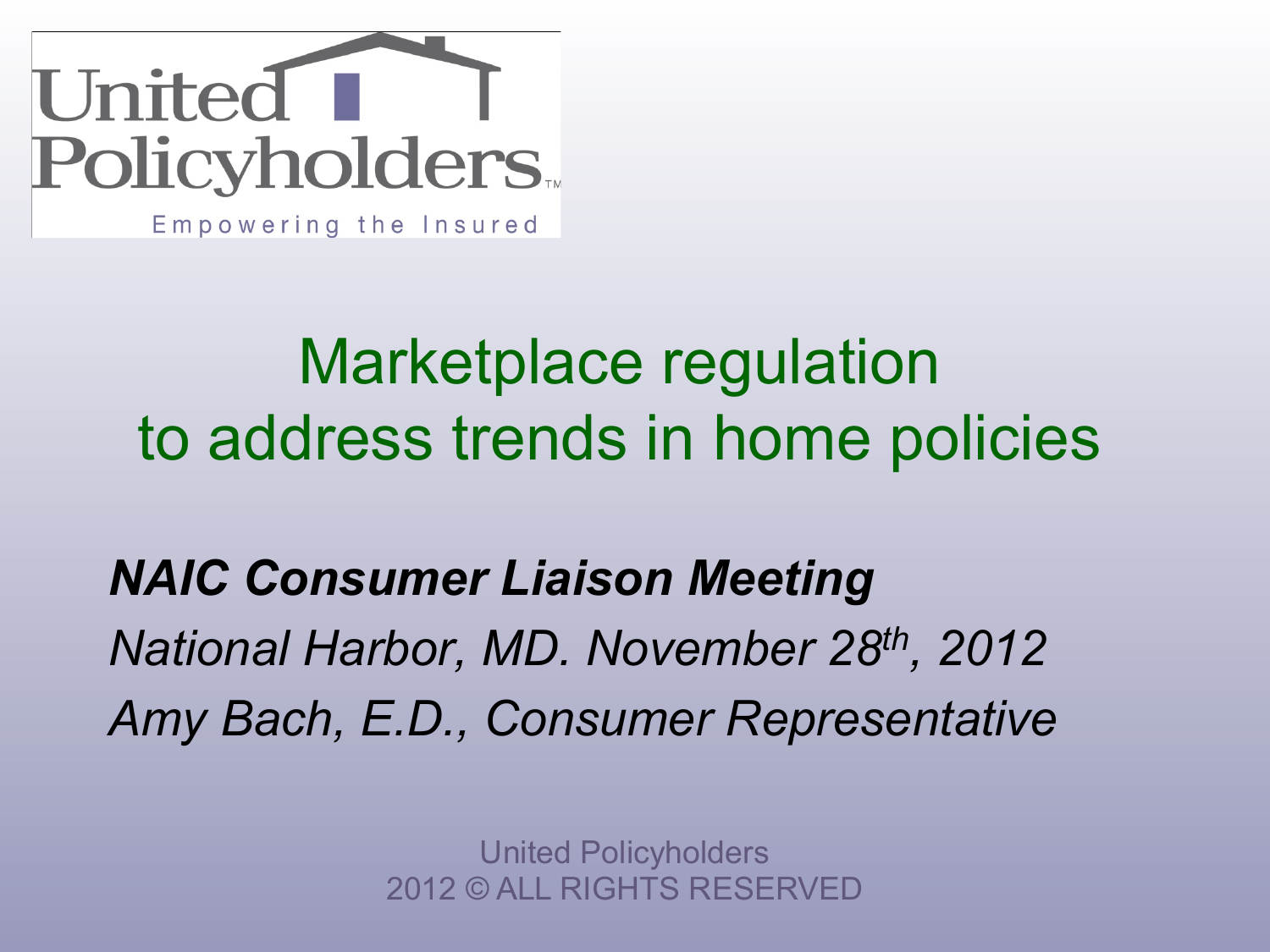United Policyholders

Empowering the Insured

# Marketplace regulation to address trends in home policies

***NAIC Consumer Liaison Meeting***

*National Harbor, MD. November 28th, 2012*

*Amy Bach, E.D., Consumer Representative*

United Policyholders
2012 © ALL RIGHTS RESERVED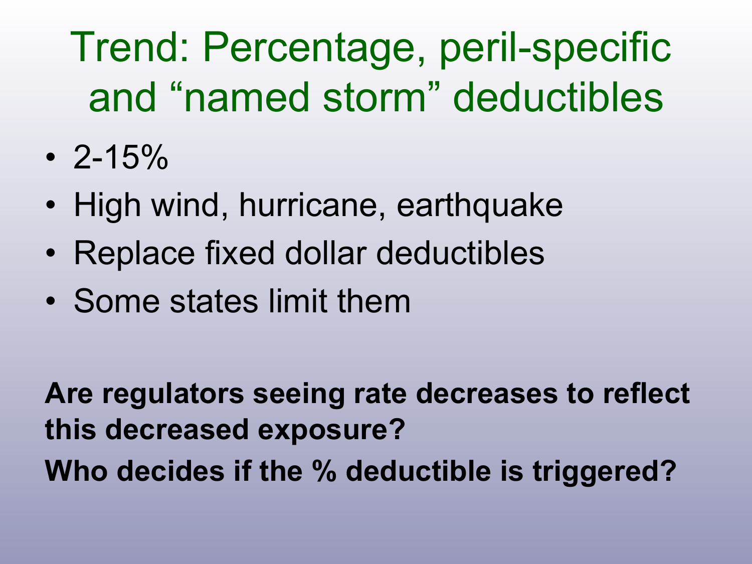# Trend: Percentage, peril-specific and "named storm" deductibles

- 2-15%
- High wind, hurricane, earthquake
- Replace fixed dollar deductibles
- Some states limit them

**Are regulators seeing rate decreases to reflect this decreased exposure?**

**Who decides if the % deductible is triggered?**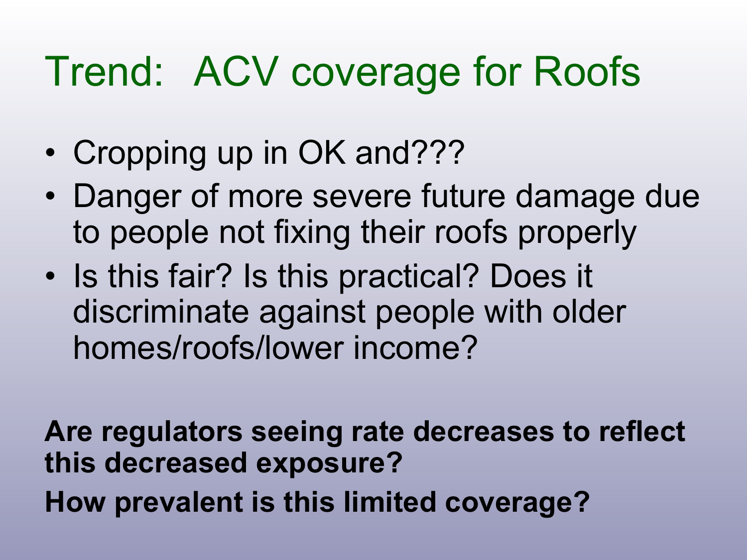# Trend: ACV coverage for Roofs

- Cropping up in OK and???
- Danger of more severe future damage due to people not fixing their roofs properly
- Is this fair? Is this practical? Does it discriminate against people with older homes/roofs/lower income?

**Are regulators seeing rate decreases to reflect this decreased exposure?**

**How prevalent is this limited coverage?**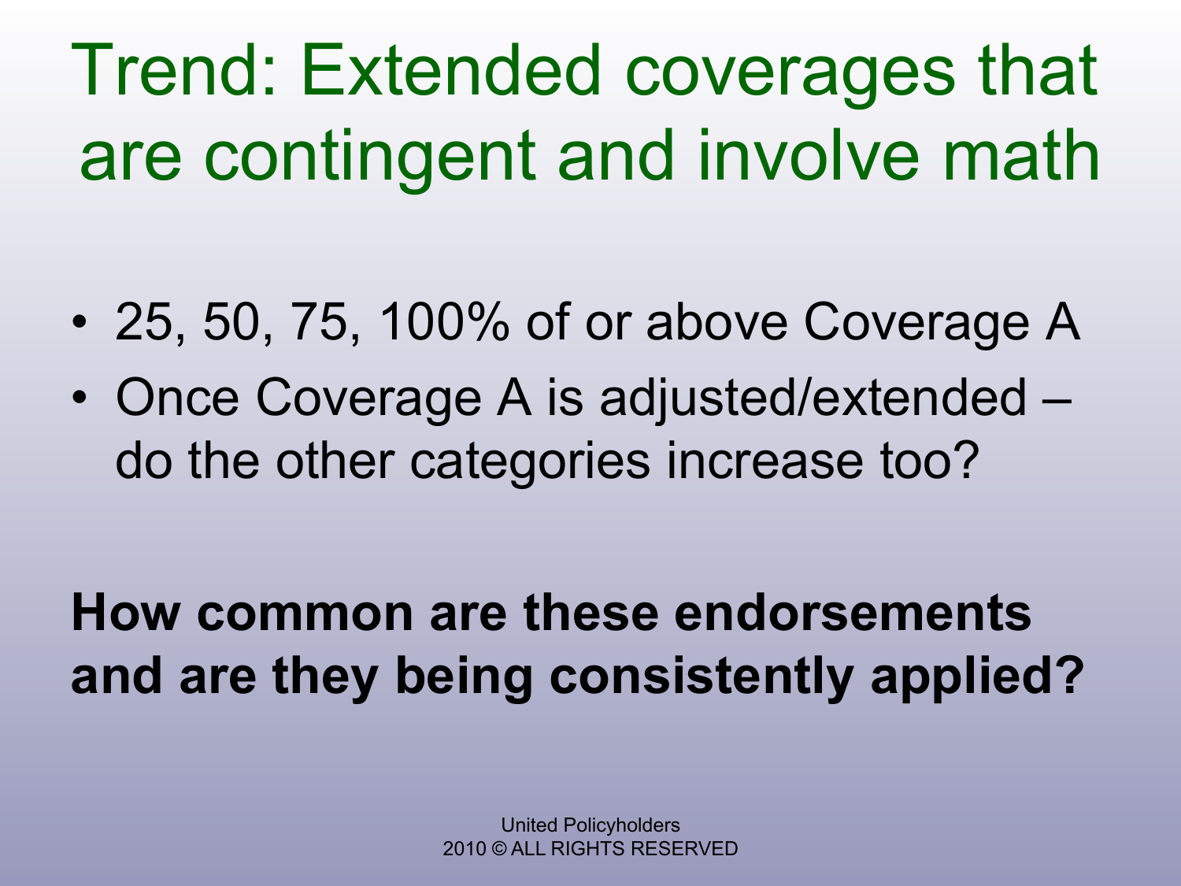# Trend: Extended coverages that are contingent and involve math

- 25, 50, 75, 100% of or above Coverage A
- Once Coverage A is adjusted/extended – do the other categories increase too?

**How common are these endorsements and are they being consistently applied?**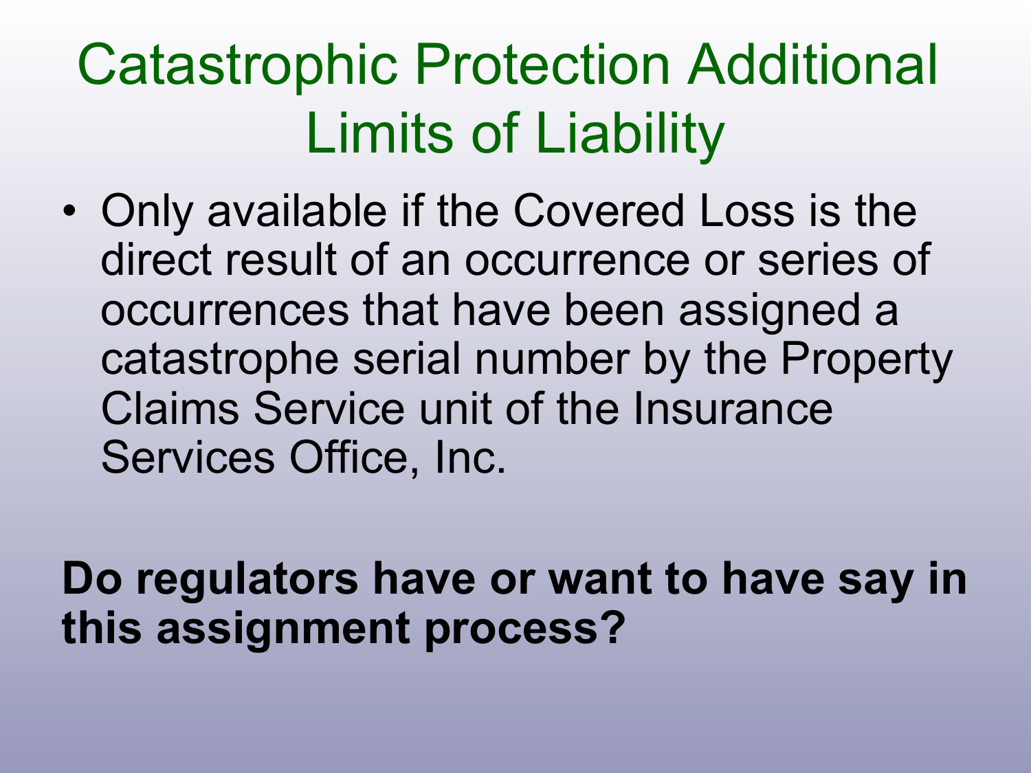# Catastrophic Protection Additional Limits of Liability

- Only available if the Covered Loss is the direct result of an occurrence or series of occurrences that have been assigned a catastrophe serial number by the Property Claims Service unit of the Insurance Services Office, Inc.

**Do regulators have or want to have say in this assignment process?**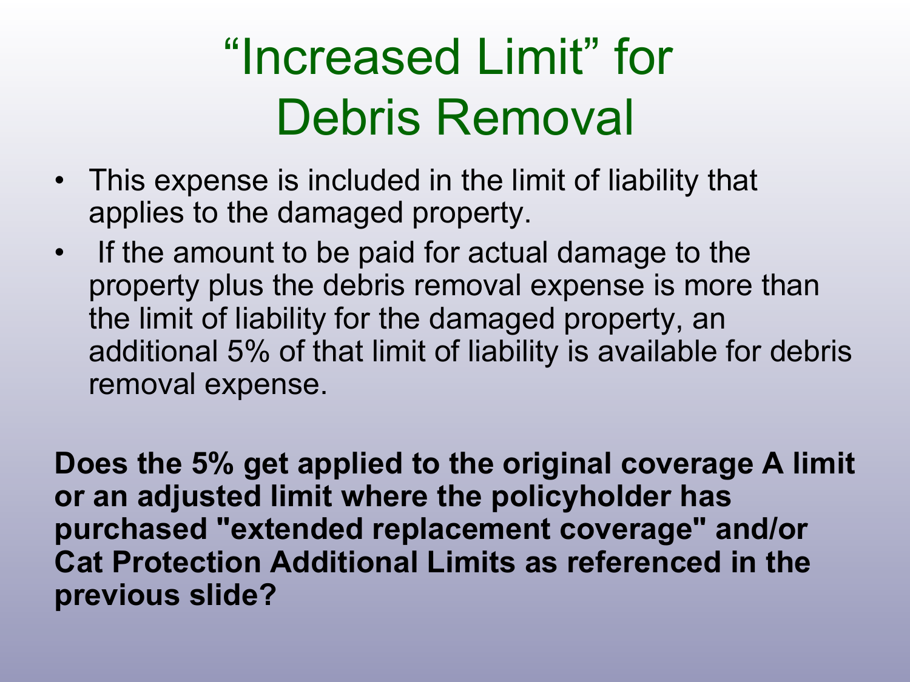# "Increased Limit" for Debris Removal

- This expense is included in the limit of liability that applies to the damaged property.
- If the amount to be paid for actual damage to the property plus the debris removal expense is more than the limit of liability for the damaged property, an additional 5% of that limit of liability is available for debris removal expense.

**Does the 5% get applied to the original coverage A limit or an adjusted limit where the policyholder has purchased "extended replacement coverage" and/or Cat Protection Additional Limits as referenced in the previous slide?**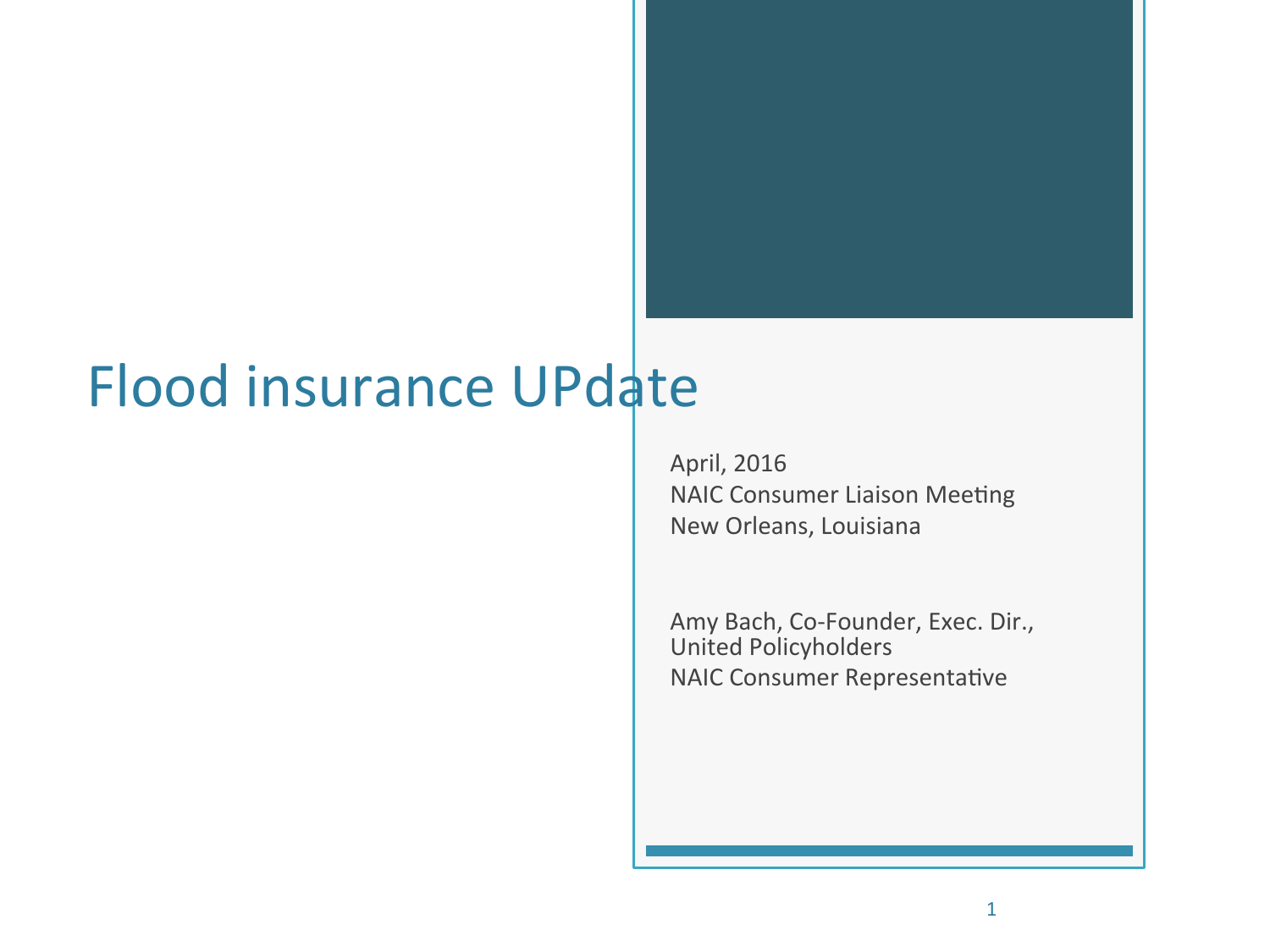# Flood insurance UPdate

April, 2016
NAIC Consumer Liaison Meeting
New Orleans, Louisiana

Amy Bach, Co-Founder, Exec. Dir.,
United Policyholders
NAIC Consumer Representative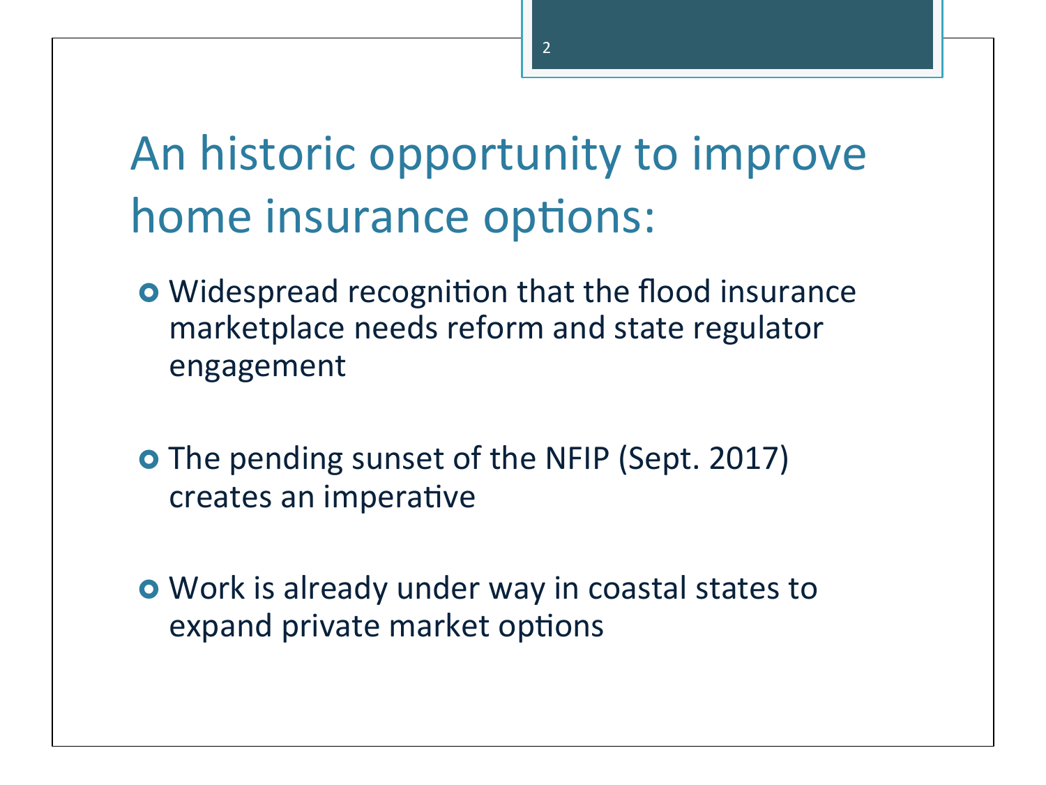# An historic opportunity to improve home insurance options:

- Widespread recognition that the flood insurance marketplace needs reform and state regulator engagement
- The pending sunset of the NFIP (Sept. 2017) creates an imperative
- Work is already under way in coastal states to expand private market options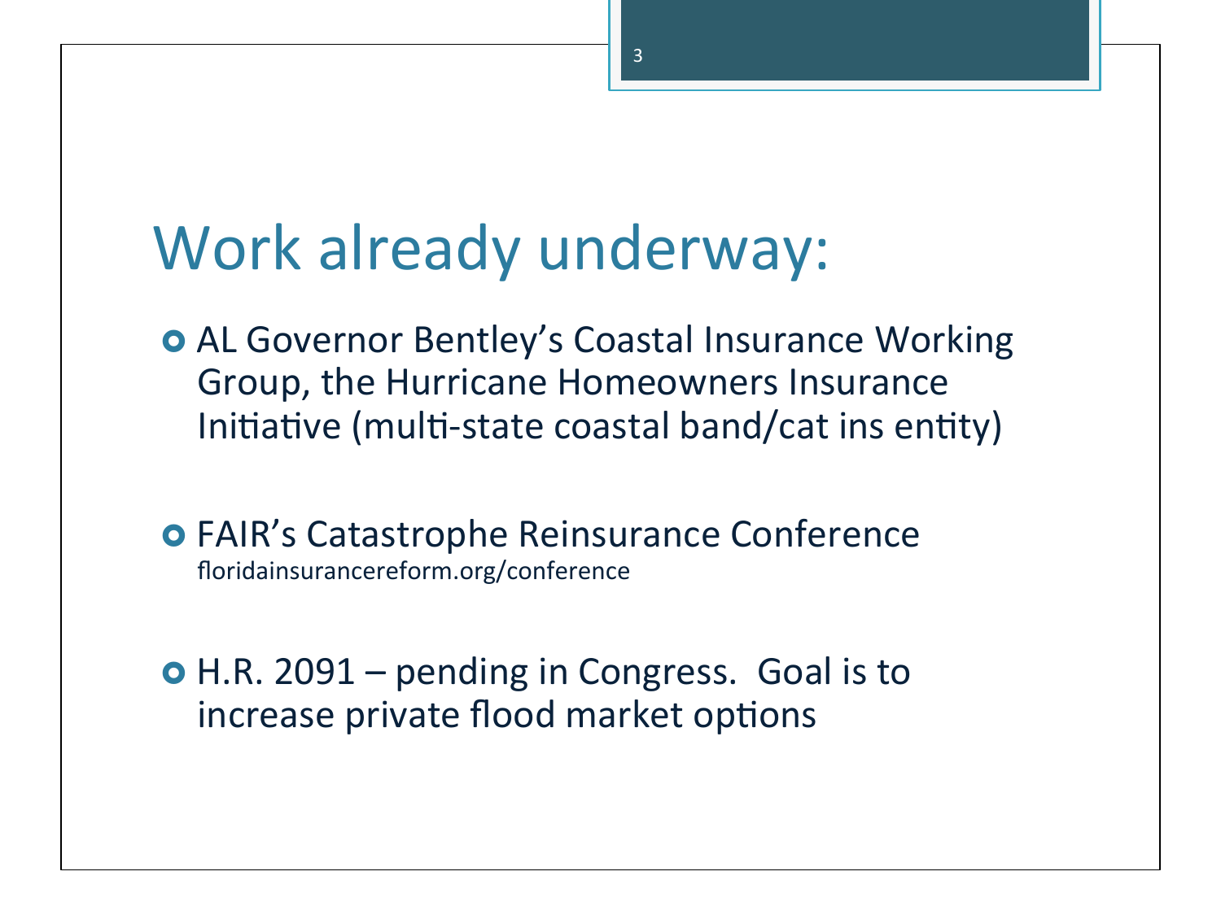# Work already underway:

- AL Governor Bentley's Coastal Insurance Working Group, the Hurricane Homeowners Insurance Initiative (multi-state coastal band/cat ins entity)
- FAIR's Catastrophe Reinsurance Conference
  floridainsurancereform.org/conference
- H.R. 2091 – pending in Congress. Goal is to increase private flood market options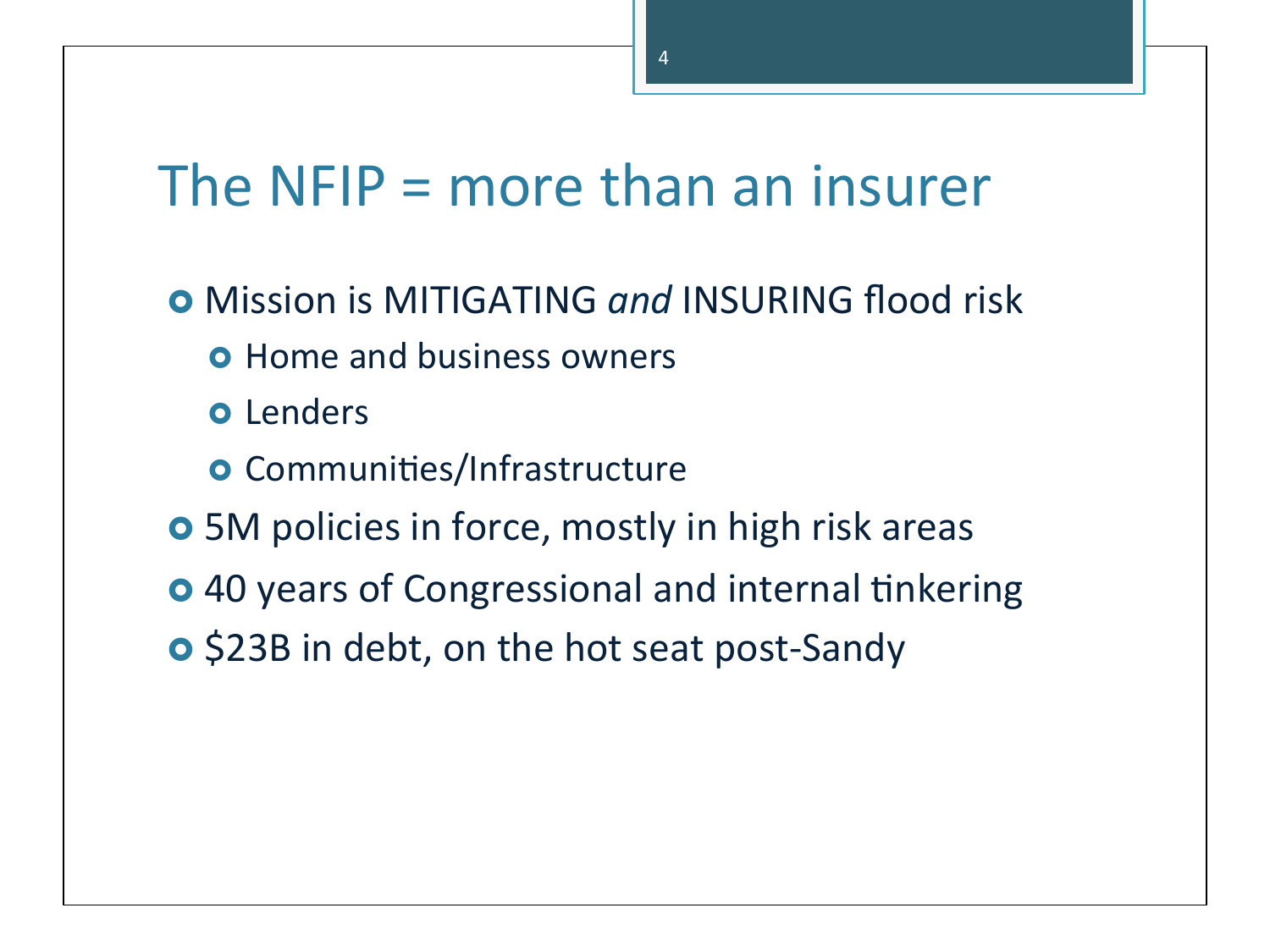# The NFIP = more than an insurer

- Mission is MITIGATING *and* INSURING flood risk
  - Home and business owners
  - Lenders
  - Communities/Infrastructure
- 5M policies in force, mostly in high risk areas
- 40 years of Congressional and internal tinkering
- $23B in debt, on the hot seat post-Sandy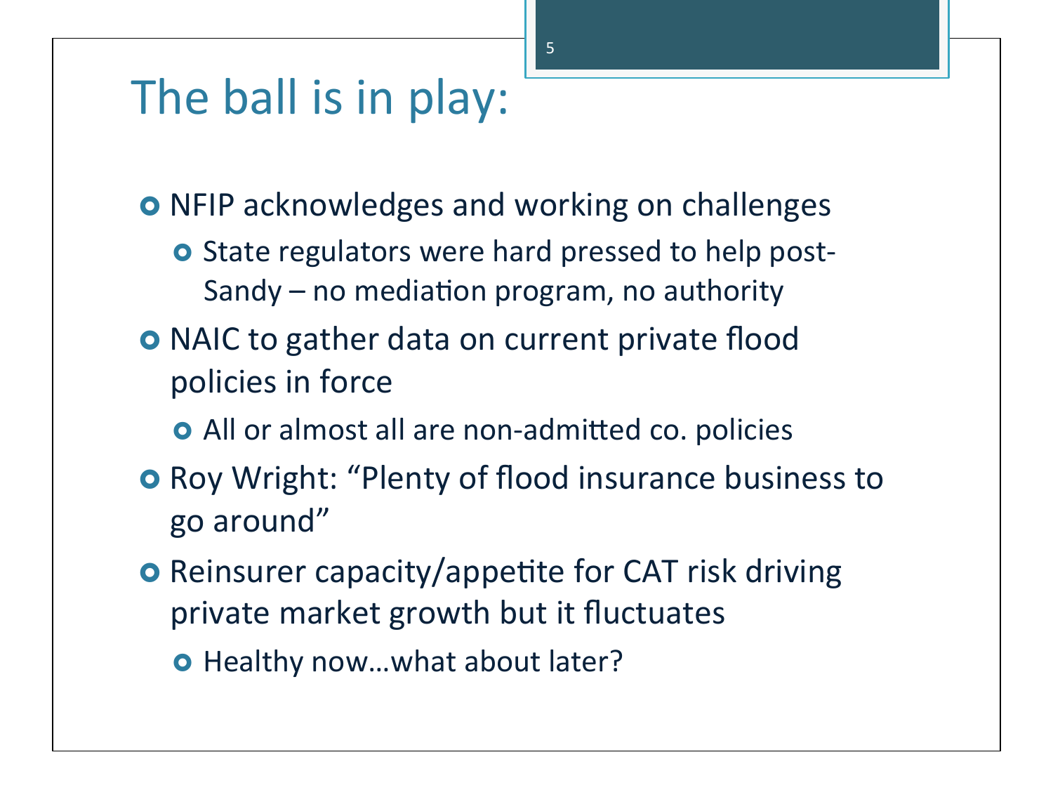# The ball is in play:

- NFIP acknowledges and working on challenges
  - State regulators were hard pressed to help post-Sandy – no mediation program, no authority
- NAIC to gather data on current private flood policies in force
  - All or almost all are non-admitted co. policies
- Roy Wright: "Plenty of flood insurance business to go around"
- Reinsurer capacity/appetite for CAT risk driving private market growth but it fluctuates
  - Healthy now…what about later?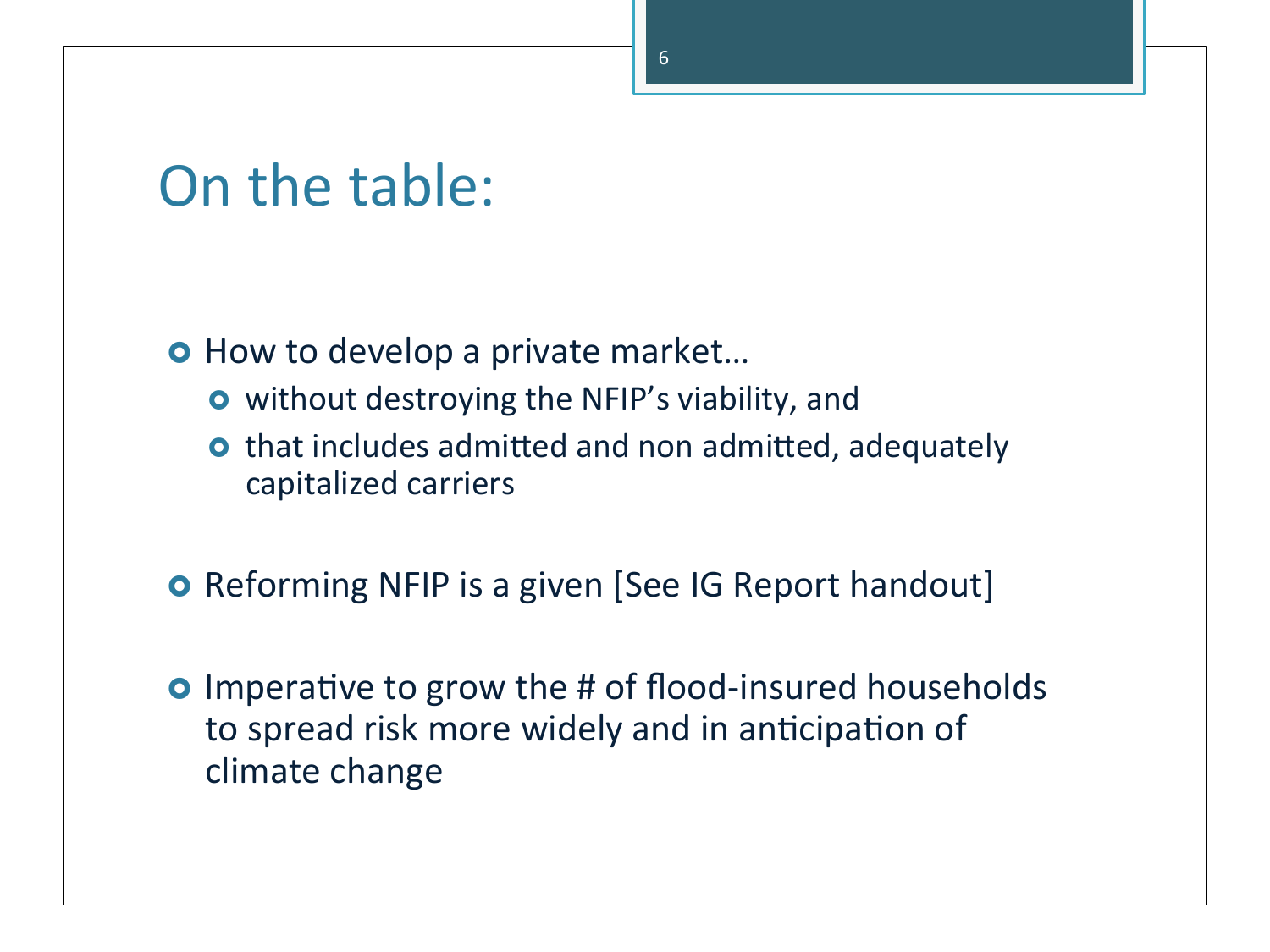# On the table:

- How to develop a private market…
  - without destroying the NFIP's viability, and
  - that includes admitted and non admitted, adequately capitalized carriers
- Reforming NFIP is a given [See IG Report handout]
- Imperative to grow the # of flood-insured households to spread risk more widely and in anticipation of climate change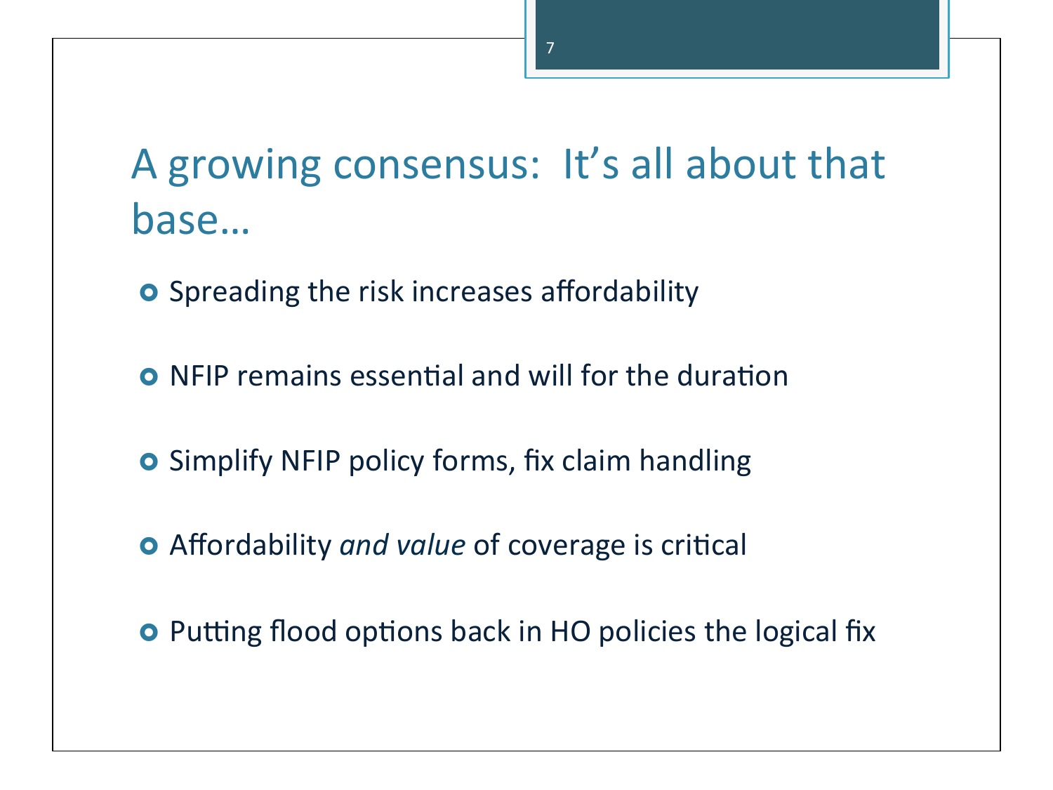# A growing consensus: It's all about that base…

- Spreading the risk increases affordability
- NFIP remains essential and will for the duration
- Simplify NFIP policy forms, fix claim handling
- Affordability *and value* of coverage is critical
- Putting flood options back in HO policies the logical fix